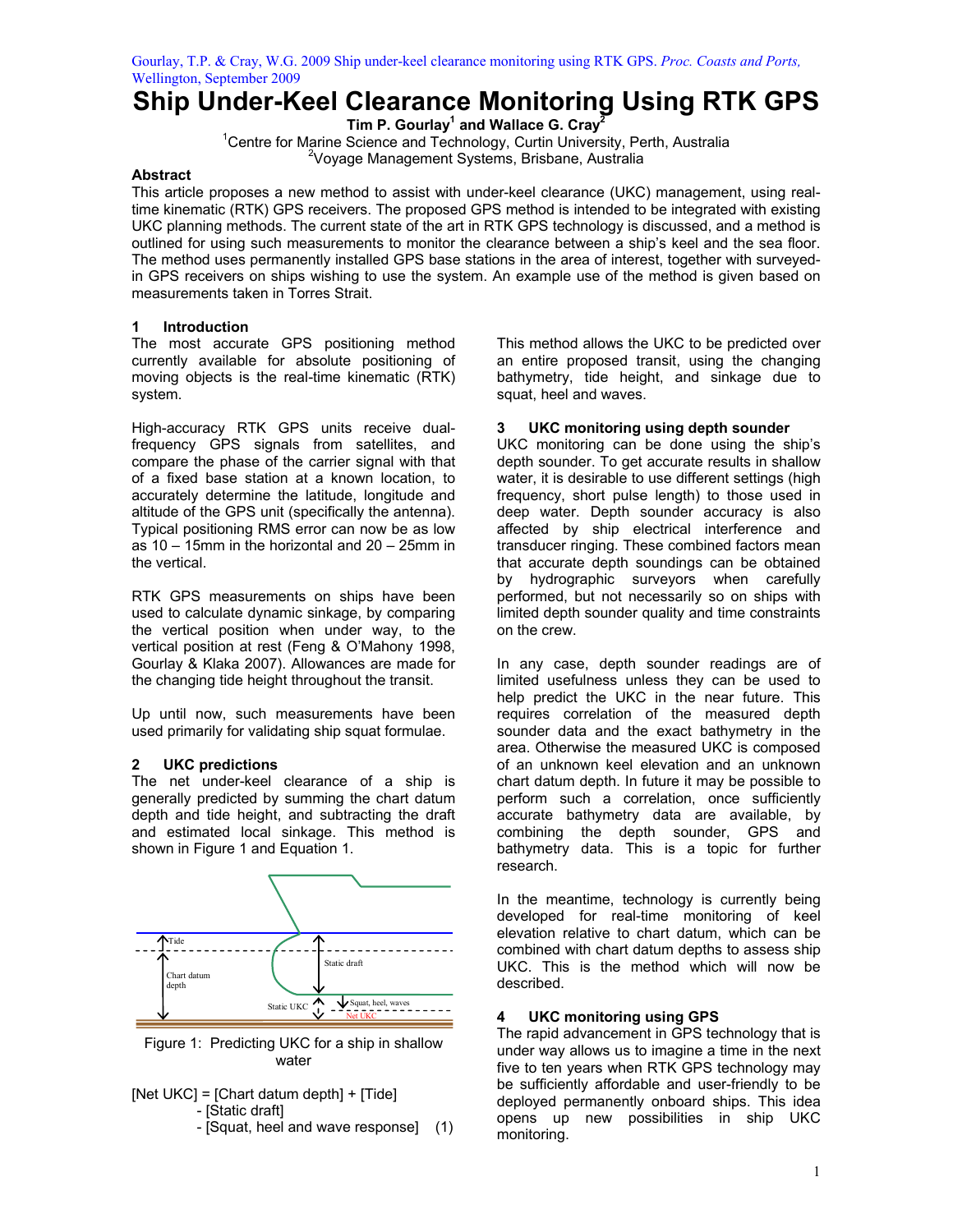Gourlay, T.P. & Cray, W.G. 2009 Ship under-keel clearance monitoring using RTK GPS. *Proc. Coasts and Ports*, Wellington, September 2009

# Ship Under-Keel Clearance Monitoring Using RTK GPS

**Tim P. Gourlay[1] and Wallace G. Cray[2]**

[1]Centre for Marine Science and Technology, Curtin University, Perth, Australia
[2]Voyage Management Systems, Brisbane, Australia

## Abstract

This article proposes a new method to assist with under-keel clearance (UKC) management, using real-time kinematic (RTK) GPS receivers. The proposed GPS method is intended to be integrated with existing UKC planning methods. The current state of the art in RTK GPS technology is discussed, and a method is outlined for using such measurements to monitor the clearance between a ship's keel and the sea floor. The method uses permanently installed GPS base stations in the area of interest, together with surveyed-in GPS receivers on ships wishing to use the system. An example use of the method is given based on measurements taken in Torres Strait.

## 1 Introduction

The most accurate GPS positioning method currently available for absolute positioning of moving objects is the real-time kinematic (RTK) system.

High-accuracy RTK GPS units receive dual-frequency GPS signals from satellites, and compare the phase of the carrier signal with that of a fixed base station at a known location, to accurately determine the latitude, longitude and altitude of the GPS unit (specifically the antenna). Typical positioning RMS error can now be as low as 10 – 15mm in the horizontal and 20 – 25mm in the vertical.

RTK GPS measurements on ships have been used to calculate dynamic sinkage, by comparing the vertical position when under way, to the vertical position at rest (Feng & O'Mahony 1998, Gourlay & Klaka 2007). Allowances are made for the changing tide height throughout the transit.

Up until now, such measurements have been used primarily for validating ship squat formulae.

## 2 UKC predictions

The net under-keel clearance of a ship is generally predicted by summing the chart datum depth and tide height, and subtracting the draft and estimated local sinkage. This method is shown in Figure 1 and Equation 1.

Figure 1: Predicting UKC for a ship in shallow water

$$[\text{Net UKC}] = [\text{Chart datum depth}] + [\text{Tide}] - [\text{Static draft}] - [\text{Squat, heel and wave response}] \quad (1)$$

This method allows the UKC to be predicted over an entire proposed transit, using the changing bathymetry, tide height, and sinkage due to squat, heel and waves.

## 3 UKC monitoring using depth sounder

UKC monitoring can be done using the ship's depth sounder. To get accurate results in shallow water, it is desirable to use different settings (high frequency, short pulse length) to those used in deep water. Depth sounder accuracy is also affected by ship electrical interference and transducer ringing. These combined factors mean that accurate depth soundings can be obtained by hydrographic surveyors when carefully performed, but not necessarily so on ships with limited depth sounder quality and time constraints on the crew.

In any case, depth sounder readings are of limited usefulness unless they can be used to help predict the UKC in the near future. This requires correlation of the measured depth sounder data and the exact bathymetry in the area. Otherwise the measured UKC is composed of an unknown keel elevation and an unknown chart datum depth. In future it may be possible to perform such a correlation, once sufficiently accurate bathymetry data are available, by combining the depth sounder, GPS and bathymetry data. This is a topic for further research.

In the meantime, technology is currently being developed for real-time monitoring of keel elevation relative to chart datum, which can be combined with chart datum depths to assess ship UKC. This is the method which will now be described.

## 4 UKC monitoring using GPS

The rapid advancement in GPS technology that is under way allows us to imagine a time in the next five to ten years when RTK GPS technology may be sufficiently affordable and user-friendly to be deployed permanently onboard ships. This idea opens up new possibilities in ship UKC monitoring.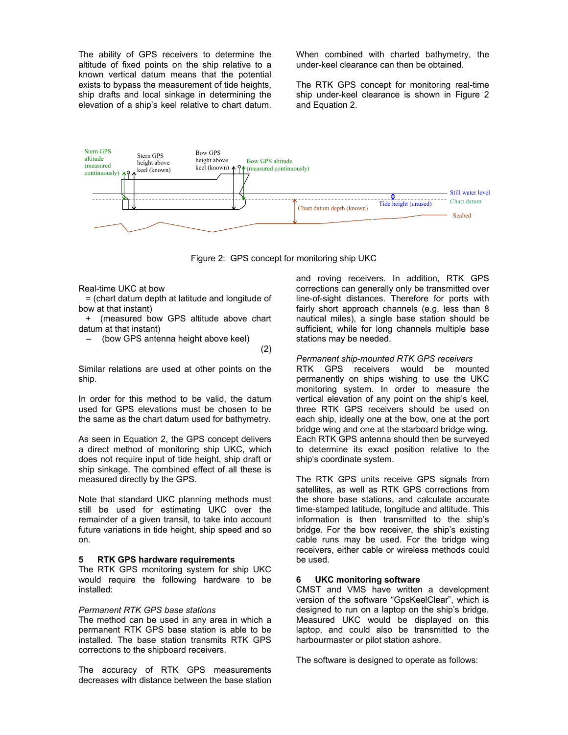The ability of GPS receivers to determine the altitude of fixed points on the ship relative to a known vertical datum means that the potential exists to bypass the measurement of tide heights, ship drafts and local sinkage in determining the elevation of a ship's keel relative to chart datum. When combined with charted bathymetry, the under-keel clearance can then be obtained.

The RTK GPS concept for monitoring real-time ship under-keel clearance is shown in Figure 2 and Equation 2.

Figure 2: GPS concept for monitoring ship UKC

Real-time UKC at bow
= (chart datum depth at latitude and longitude of bow at that instant)
+ (measured bow GPS altitude above chart datum at that instant)
– (bow GPS antenna height above keel)

(2)

Similar relations are used at other points on the ship.

In order for this method to be valid, the datum used for GPS elevations must be chosen to be the same as the chart datum used for bathymetry.

As seen in Equation 2, the GPS concept delivers a direct method of monitoring ship UKC, which does not require input of tide height, ship draft or ship sinkage. The combined effect of all these is measured directly by the GPS.

Note that standard UKC planning methods must still be used for estimating UKC over the remainder of a given transit, to take into account future variations in tide height, ship speed and so on.

## 5 RTK GPS hardware requirements

The RTK GPS monitoring system for ship UKC would require the following hardware to be installed:

*Permanent RTK GPS base stations*

The method can be used in any area in which a permanent RTK GPS base station is able to be installed. The base station transmits RTK GPS corrections to the shipboard receivers.

The accuracy of RTK GPS measurements decreases with distance between the base station and roving receivers. In addition, RTK GPS corrections can generally only be transmitted over line-of-sight distances. Therefore for ports with fairly short approach channels (e.g. less than 8 nautical miles), a single base station should be sufficient, while for long channels multiple base stations may be needed.

*Permanent ship-mounted RTK GPS receivers*

RTK GPS receivers would be mounted permanently on ships wishing to use the UKC monitoring system. In order to measure the vertical elevation of any point on the ship's keel, three RTK GPS receivers should be used on each ship, ideally one at the bow, one at the port bridge wing and one at the starboard bridge wing. Each RTK GPS antenna should then be surveyed to determine its exact position relative to the ship's coordinate system.

The RTK GPS units receive GPS signals from satellites, as well as RTK GPS corrections from the shore base stations, and calculate accurate time-stamped latitude, longitude and altitude. This information is then transmitted to the ship's bridge. For the bow receiver, the ship's existing cable runs may be used. For the bridge wing receivers, either cable or wireless methods could be used.

## 6 UKC monitoring software

CMST and VMS have written a development version of the software "GpsKeelClear", which is designed to run on a laptop on the ship's bridge. Measured UKC would be displayed on this laptop, and could also be transmitted to the harbourmaster or pilot station ashore.

The software is designed to operate as follows: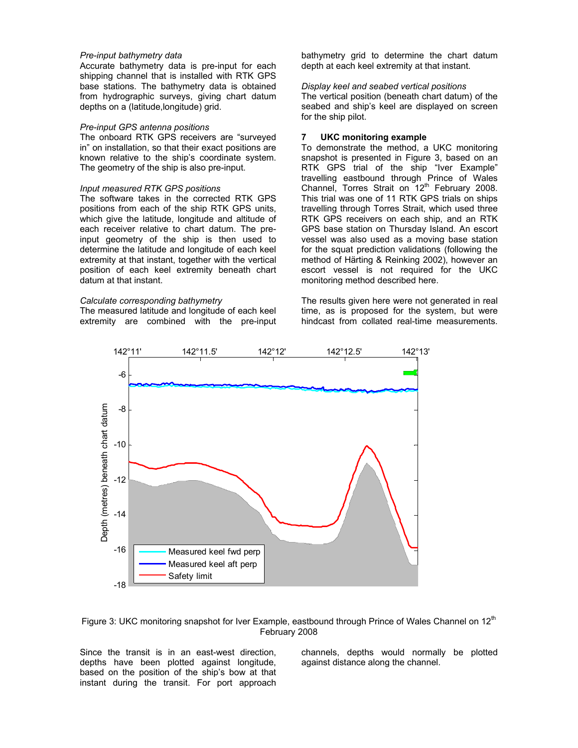*Pre-input bathymetry data*
Accurate bathymetry data is pre-input for each shipping channel that is installed with RTK GPS base stations. The bathymetry data is obtained from hydrographic surveys, giving chart datum depths on a (latitude,longitude) grid.

*Pre-input GPS antenna positions*
The onboard RTK GPS receivers are "surveyed in" on installation, so that their exact positions are known relative to the ship's coordinate system. The geometry of the ship is also pre-input.

*Input measured RTK GPS positions*
The software takes in the corrected RTK GPS positions from each of the ship RTK GPS units, which give the latitude, longitude and altitude of each receiver relative to chart datum. The pre-input geometry of the ship is then used to determine the latitude and longitude of each keel extremity at that instant, together with the vertical position of each keel extremity beneath chart datum at that instant.

*Calculate corresponding bathymetry*
The measured latitude and longitude of each keel extremity are combined with the pre-input bathymetry grid to determine the chart datum depth at each keel extremity at that instant.

*Display keel and seabed vertical positions*
The vertical position (beneath chart datum) of the seabed and ship's keel are displayed on screen for the ship pilot.

## 7 UKC monitoring example

To demonstrate the method, a UKC monitoring snapshot is presented in Figure 3, based on an RTK GPS trial of the ship "Iver Example" travelling eastbound through Prince of Wales Channel, Torres Strait on 12th February 2008. This trial was one of 11 RTK GPS trials on ships travelling through Torres Strait, which used three RTK GPS receivers on each ship, and an RTK GPS base station on Thursday Island. An escort vessel was also used as a moving base station for the squat prediction validations (following the method of Härting & Reinking 2002), however an escort vessel is not required for the UKC monitoring method described here.

The results given here were not generated in real time, as is proposed for the system, but were hindcast from collated real-time measurements.

Figure 3: UKC monitoring snapshot for Iver Example, eastbound through Prince of Wales Channel on 12th February 2008

Since the transit is in an east-west direction, depths have been plotted against longitude, based on the position of the ship's bow at that instant during the transit. For port approach channels, depths would normally be plotted against distance along the channel.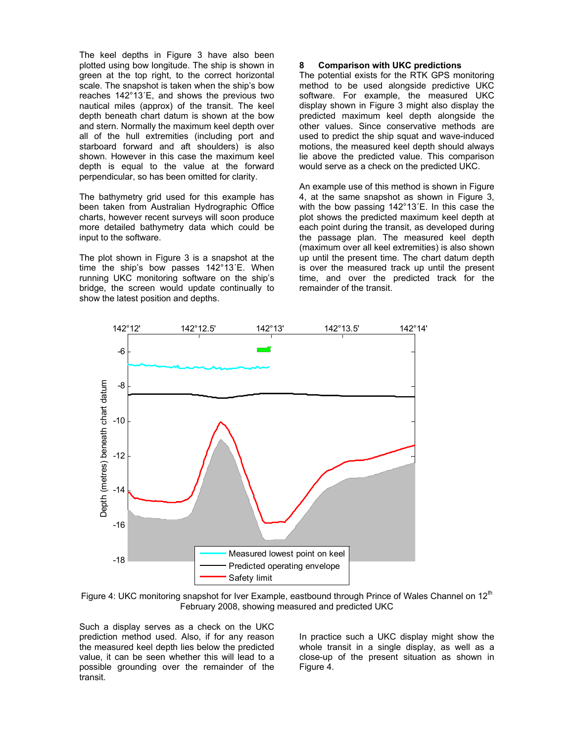The keel depths in Figure 3 have also been plotted using bow longitude. The ship is shown in green at the top right, to the correct horizontal scale. The snapshot is taken when the ship's bow reaches 142°13´E, and shows the previous two nautical miles (approx) of the transit. The keel depth beneath chart datum is shown at the bow and stern. Normally the maximum keel depth over all of the hull extremities (including port and starboard forward and aft shoulders) is also shown. However in this case the maximum keel depth is equal to the value at the forward perpendicular, so has been omitted for clarity.

The bathymetry grid used for this example has been taken from Australian Hydrographic Office charts, however recent surveys will soon produce more detailed bathymetry data which could be input to the software.

The plot shown in Figure 3 is a snapshot at the time the ship's bow passes 142°13´E. When running UKC monitoring software on the ship's bridge, the screen would update continually to show the latest position and depths.

## 8 Comparison with UKC predictions

The potential exists for the RTK GPS monitoring method to be used alongside predictive UKC software. For example, the measured UKC display shown in Figure 3 might also display the predicted maximum keel depth alongside the other values. Since conservative methods are used to predict the ship squat and wave-induced motions, the measured keel depth should always lie above the predicted value. This comparison would serve as a check on the predicted UKC.

An example use of this method is shown in Figure 4, at the same snapshot as shown in Figure 3, with the bow passing 142°13´E. In this case the plot shows the predicted maximum keel depth at each point during the transit, as developed during the passage plan. The measured keel depth (maximum over all keel extremities) is also shown up until the present time. The chart datum depth is over the measured track up until the present time, and over the predicted track for the remainder of the transit.

Figure 4: UKC monitoring snapshot for Iver Example, eastbound through Prince of Wales Channel on 12th February 2008, showing measured and predicted UKC

Such a display serves as a check on the UKC prediction method used. Also, if for any reason the measured keel depth lies below the predicted value, it can be seen whether this will lead to a possible grounding over the remainder of the transit.

In practice such a UKC display might show the whole transit in a single display, as well as a close-up of the present situation as shown in Figure 4.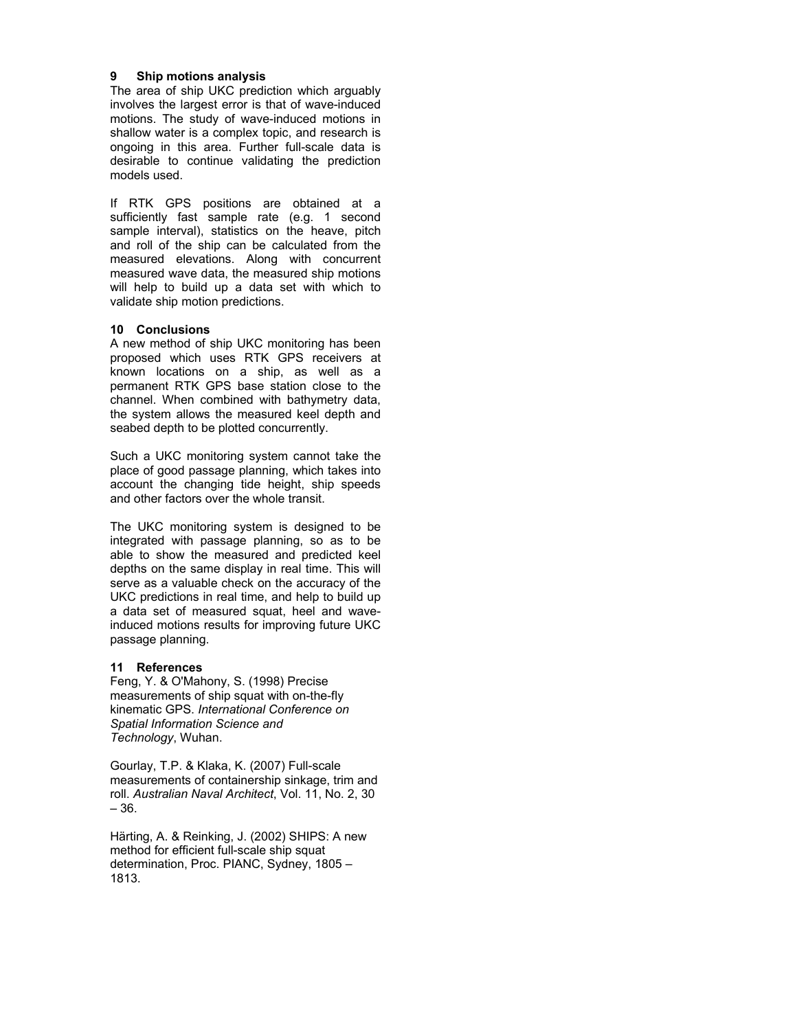## 9 Ship motions analysis

The area of ship UKC prediction which arguably involves the largest error is that of wave-induced motions. The study of wave-induced motions in shallow water is a complex topic, and research is ongoing in this area. Further full-scale data is desirable to continue validating the prediction models used.

If RTK GPS positions are obtained at a sufficiently fast sample rate (e.g. 1 second sample interval), statistics on the heave, pitch and roll of the ship can be calculated from the measured elevations. Along with concurrent measured wave data, the measured ship motions will help to build up a data set with which to validate ship motion predictions.

## 10 Conclusions

A new method of ship UKC monitoring has been proposed which uses RTK GPS receivers at known locations on a ship, as well as a permanent RTK GPS base station close to the channel. When combined with bathymetry data, the system allows the measured keel depth and seabed depth to be plotted concurrently.

Such a UKC monitoring system cannot take the place of good passage planning, which takes into account the changing tide height, ship speeds and other factors over the whole transit.

The UKC monitoring system is designed to be integrated with passage planning, so as to be able to show the measured and predicted keel depths on the same display in real time. This will serve as a valuable check on the accuracy of the UKC predictions in real time, and help to build up a data set of measured squat, heel and wave-induced motions results for improving future UKC passage planning.

## 11 References

Feng, Y. & O'Mahony, S. (1998) Precise measurements of ship squat with on-the-fly kinematic GPS. *International Conference on Spatial Information Science and Technology*, Wuhan.

Gourlay, T.P. & Klaka, K. (2007) Full-scale measurements of containership sinkage, trim and roll. *Australian Naval Architect*, Vol. 11, No. 2, 30 – 36.

Härting, A. & Reinking, J. (2002) SHIPS: A new method for efficient full-scale ship squat determination, Proc. PIANC, Sydney, 1805 – 1813.